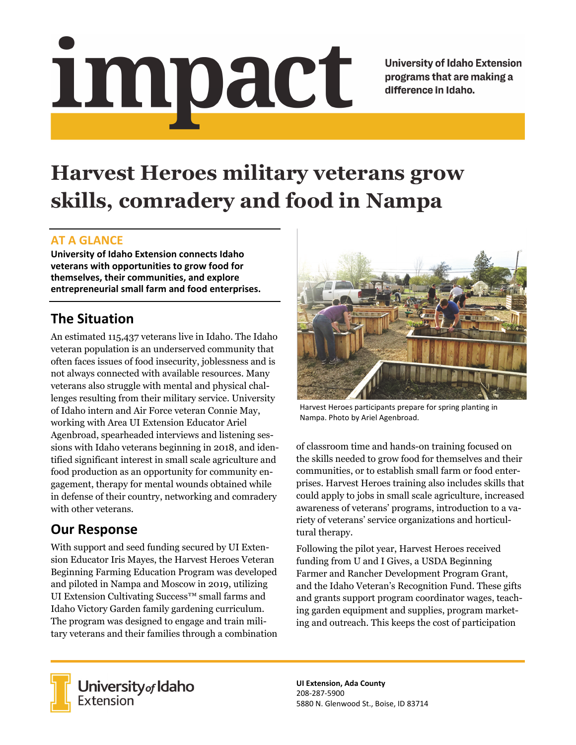# impact

University of Idaho Extension programs that are making a difference in Idaho.

# Harvest Heroes military veterans grow skills, comradery and food in Nampa

## AT A GLANCE

**University of Idaho Extension connects Idaho veterans with opportunities to grow food for themselves, their communities, and explore entrepreneurial small farm and food enterprises.**

## The Situation

An estimated 115,437 veterans live in Idaho. The Idaho veteran population is an underserved community that often faces issues of food insecurity, joblessness and is not always connected with available resources. Many veterans also struggle with mental and physical challenges resulting from their military service. University of Idaho intern and Air Force veteran Connie May, working with Area UI Extension Educator Ariel Agenbroad, spearheaded interviews and listening sessions with Idaho veterans beginning in 2018, and identified significant interest in small scale agriculture and food production as an opportunity for community engagement, therapy for mental wounds obtained while in defense of their country, networking and comradery with other veterans.

## Our Response

With support and seed funding secured by UI Extension Educator Iris Mayes, the Harvest Heroes Veteran Beginning Farming Education Program was developed and piloted in Nampa and Moscow in 2019, utilizing UI Extension Cultivating Success™ small farms and Idaho Victory Garden family gardening curriculum. The program was designed to engage and train military veterans and their families through a combination of classroom time and hands-on training focused on the skills needed to grow food for themselves and their communities, or to establish small farm or food enterprises. Harvest Heroes training also includes skills that could apply to jobs in small scale agriculture, increased awareness of veterans' programs, introduction to a variety of veterans' service organizations and horticultural therapy.

Harvest Heroes participants prepare for spring planting in Nampa. Photo by Ariel Agenbroad.

Following the pilot year, Harvest Heroes received funding from U and I Gives, a USDA Beginning Farmer and Rancher Development Program Grant, and the Idaho Veteran's Recognition Fund. These gifts and grants support program coordinator wages, teaching garden equipment and supplies, program marketing and outreach. This keeps the cost of participation

University of Idaho Extension

**UI Extension, Ada County**
208-287-5900
5880 N. Glenwood St., Boise, ID 83714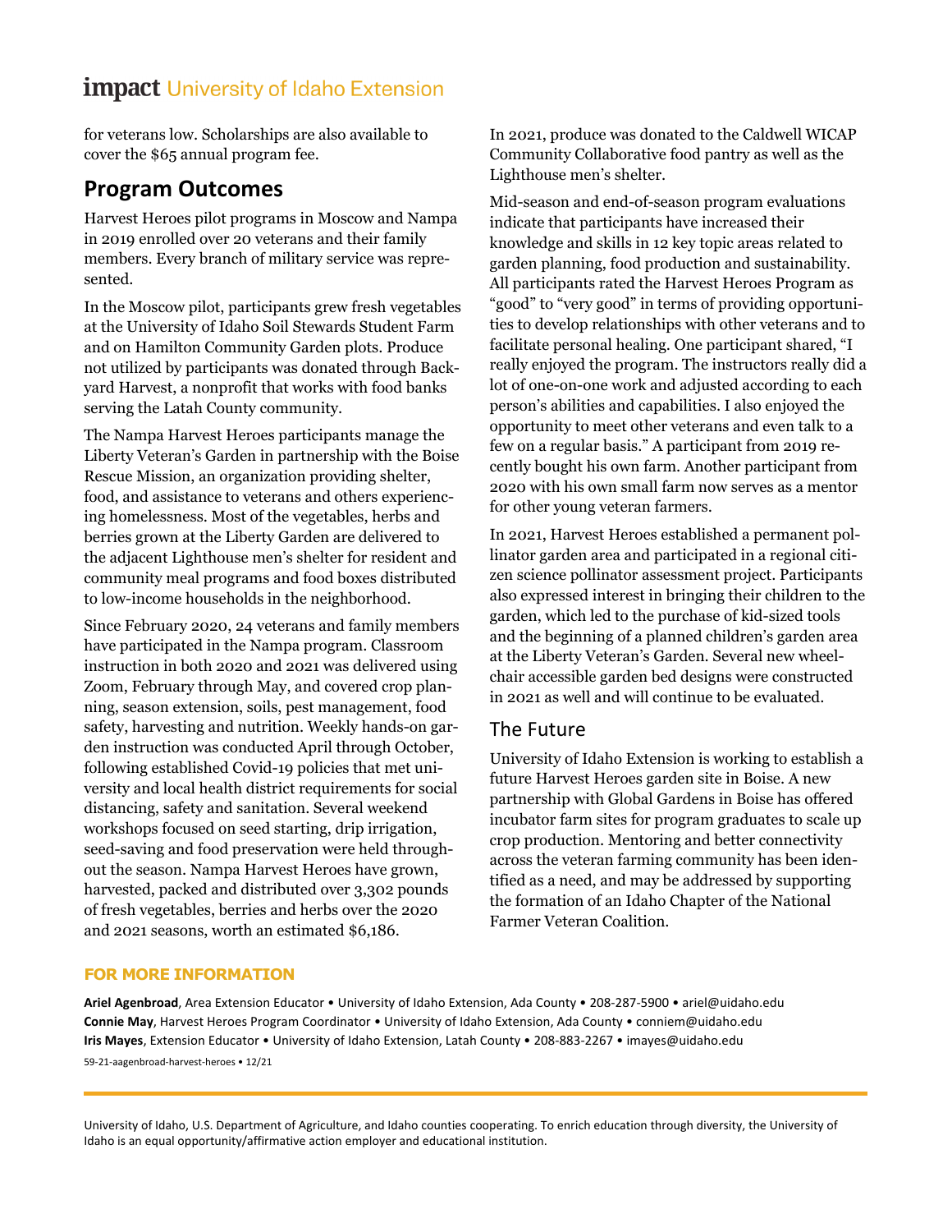for veterans low. Scholarships are also available to cover the $65 annual program fee.

## Program Outcomes

Harvest Heroes pilot programs in Moscow and Nampa in 2019 enrolled over 20 veterans and their family members. Every branch of military service was represented.

In the Moscow pilot, participants grew fresh vegetables at the University of Idaho Soil Stewards Student Farm and on Hamilton Community Garden plots. Produce not utilized by participants was donated through Backyard Harvest, a nonprofit that works with food banks serving the Latah County community.

The Nampa Harvest Heroes participants manage the Liberty Veteran's Garden in partnership with the Boise Rescue Mission, an organization providing shelter, food, and assistance to veterans and others experiencing homelessness. Most of the vegetables, herbs and berries grown at the Liberty Garden are delivered to the adjacent Lighthouse men's shelter for resident and community meal programs and food boxes distributed to low-income households in the neighborhood.

Since February 2020, 24 veterans and family members have participated in the Nampa program. Classroom instruction in both 2020 and 2021 was delivered using Zoom, February through May, and covered crop planning, season extension, soils, pest management, food safety, harvesting and nutrition. Weekly hands-on garden instruction was conducted April through October, following established Covid-19 policies that met university and local health district requirements for social distancing, safety and sanitation. Several weekend workshops focused on seed starting, drip irrigation, seed-saving and food preservation were held throughout the season. Nampa Harvest Heroes have grown, harvested, packed and distributed over 3,302 pounds of fresh vegetables, berries and herbs over the 2020 and 2021 seasons, worth an estimated $6,186.

In 2021, produce was donated to the Caldwell WICAP Community Collaborative food pantry as well as the Lighthouse men's shelter.

Mid-season and end-of-season program evaluations indicate that participants have increased their knowledge and skills in 12 key topic areas related to garden planning, food production and sustainability. All participants rated the Harvest Heroes Program as "good" to "very good" in terms of providing opportunities to develop relationships with other veterans and to facilitate personal healing. One participant shared, "I really enjoyed the program. The instructors really did a lot of one-on-one work and adjusted according to each person's abilities and capabilities. I also enjoyed the opportunity to meet other veterans and even talk to a few on a regular basis." A participant from 2019 recently bought his own farm. Another participant from 2020 with his own small farm now serves as a mentor for other young veteran farmers.

In 2021, Harvest Heroes established a permanent pollinator garden area and participated in a regional citizen science pollinator assessment project. Participants also expressed interest in bringing their children to the garden, which led to the purchase of kid-sized tools and the beginning of a planned children's garden area at the Liberty Veteran's Garden. Several new wheelchair accessible garden bed designs were constructed in 2021 as well and will continue to be evaluated.

### The Future

University of Idaho Extension is working to establish a future Harvest Heroes garden site in Boise. A new partnership with Global Gardens in Boise has offered incubator farm sites for program graduates to scale up crop production. Mentoring and better connectivity across the veteran farming community has been identified as a need, and may be addressed by supporting the formation of an Idaho Chapter of the National Farmer Veteran Coalition.

**FOR MORE INFORMATION**

**Ariel Agenbroad**, Area Extension Educator • University of Idaho Extension, Ada County • 208-287-5900 • ariel@uidaho.edu
**Connie May**, Harvest Heroes Program Coordinator • University of Idaho Extension, Ada County • conniem@uidaho.edu
**Iris Mayes**, Extension Educator • University of Idaho Extension, Latah County • 208-883-2267 • imayes@uidaho.edu

59-21-aagenbroad-harvest-heroes • 12/21

University of Idaho, U.S. Department of Agriculture, and Idaho counties cooperating. To enrich education through diversity, the University of Idaho is an equal opportunity/affirmative action employer and educational institution.